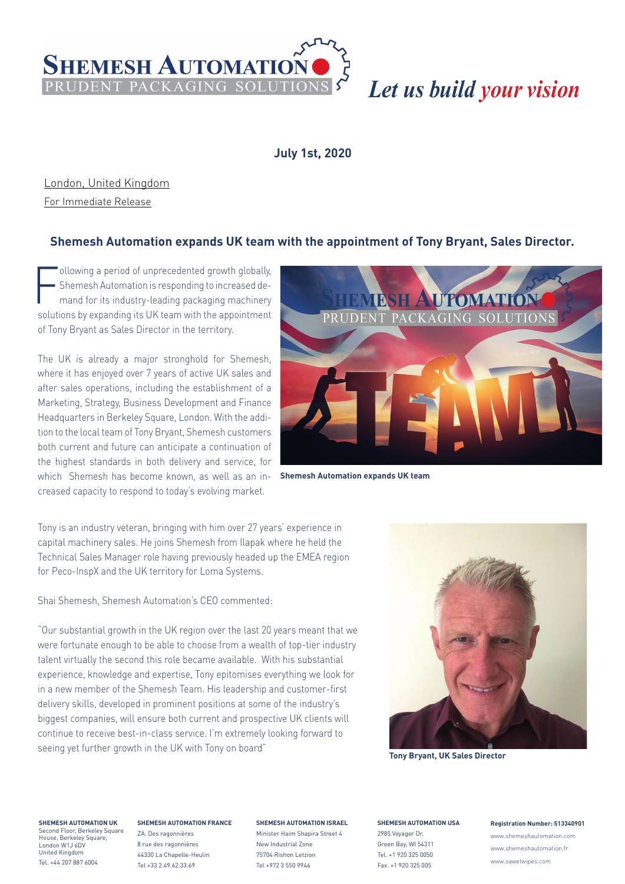SHEMESH AUTOMATION
PRUDENT PACKAGING SOLUTIONS

*Let us build your vision*

**July 1st, 2020**

London, United Kingdom
For Immediate Release

## Shemesh Automation expands UK team with the appointment of Tony Bryant, Sales Director.

Following a period of unprecedented growth globally, Shemesh Automation is responding to increased demand for its industry-leading packaging machinery solutions by expanding its UK team with the appointment of Tony Bryant as Sales Director in the territory.

The UK is already a major stronghold for Shemesh, where it has enjoyed over 7 years of active UK sales and after sales operations, including the establishment of a Marketing, Strategy, Business Development and Finance Headquarters in Berkeley Square, London. With the addition to the local team of Tony Bryant, Shemesh customers both current and future can anticipate a continuation of the highest standards in both delivery and service, for which Shemesh has become known, as well as an increased capacity to respond to today's evolving market.

**Shemesh Automation expands UK team**

Tony is an industry veteran, bringing with him over 27 years' experience in capital machinery sales. He joins Shemesh from Ilapak where he held the Technical Sales Manager role having previously headed up the EMEA region for Peco-InspX and the UK territory for Loma Systems.

Shai Shemesh, Shemesh Automation's CEO commented:

"Our substantial growth in the UK region over the last 20 years meant that we were fortunate enough to be able to choose from a wealth of top-tier industry talent virtually the second this role became available. With his substantial experience, knowledge and expertise, Tony epitomises everything we look for in a new member of the Shemesh Team. His leadership and customer-first delivery skills, developed in prominent positions at some of the industry's biggest companies, will ensure both current and prospective UK clients will continue to receive best-in-class service. I'm extremely looking forward to seeing yet further growth in the UK with Tony on board"

**Tony Bryant, UK Sales Director**

**SHEMESH AUTOMATION UK**
Second Floor, Berkeley Square House, Berkeley Square,
London W1J 6DV
United Kingdom
Tel. +44 207 887 6004

**SHEMESH AUTOMATION FRANCE**
ZA. Des ragonnières
8 rue des ragonnières
44330 La Chapelle-Heulin
Tel +33 2.49.62.33.69

**SHEMESH AUTOMATION ISRAEL**
Minister Haim Shapira Street 4
New Industrial Zone
75704 Rishon Letzion
Tel +972 3 550 9946

**SHEMESH AUTOMATION USA**
2985 Voyager Dr.
Green Bay, WI 54311
Tel. +1 920 325 0050
Fax. +1 920 325 005

**Registration Number: 513340901**
www.shemeshautomation.com
www.shemeshautomation.fr
www.sawetwipes.com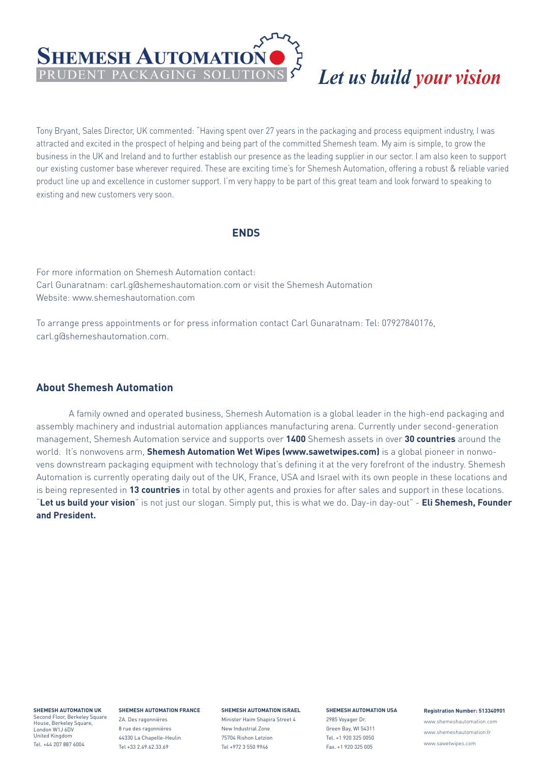Tony Bryant, Sales Director, UK commented: "Having spent over 27 years in the packaging and process equipment industry, I was attracted and excited in the prospect of helping and being part of the committed Shemesh team. My aim is simple, to grow the business in the UK and Ireland and to further establish our presence as the leading supplier in our sector. I am also keen to support our existing customer base wherever required. These are exciting time's for Shemesh Automation, offering a robust & reliable varied product line up and excellence in customer support. I'm very happy to be part of this great team and look forward to speaking to existing and new customers very soon.

**ENDS**

For more information on Shemesh Automation contact:
Carl Gunaratnam: carl.g@shemeshautomation.com or visit the Shemesh Automation
Website: www.shemeshautomation.com

To arrange press appointments or for press information contact Carl Gunaratnam: Tel: 07927840176, carl.g@shemeshautomation.com.

## About Shemesh Automation

A family owned and operated business, Shemesh Automation is a global leader in the high-end packaging and assembly machinery and industrial automation appliances manufacturing arena. Currently under second-generation management, Shemesh Automation service and supports over **1400** Shemesh assets in over **30 countries** around the world. It's nonwovens arm, **Shemesh Automation Wet Wipes (www.sawetwipes.com)** is a global pioneer in nonwovens downstream packaging equipment with technology that's defining it at the very forefront of the industry. Shemesh Automation is currently operating daily out of the UK, France, USA and Israel with its own people in these locations and is being represented in **13 countries** in total by other agents and proxies for after sales and support in these locations. "**Let us build your vision**" is not just our slogan. Simply put, this is what we do. Day-in day-out" - **Eli Shemesh, Founder and President.**

**SHEMESH AUTOMATION UK**
Second Floor, Berkeley Square House, Berkeley Square,
London W1J 6DV
United Kingdom
Tel. +44 207 887 6004

**SHEMESH AUTOMATION FRANCE**
ZA. Des ragonnières
8 rue des ragonnières
44330 La Chapelle-Heulin
Tel +33 2.49.62.33.69

**SHEMESH AUTOMATION ISRAEL**
Minister Haim Shapira Street 4
New Industrial Zone
75704 Rishon Letzion
Tel +972 3 550 9946

**SHEMESH AUTOMATION USA**
2985 Voyager Dr.
Green Bay, WI 54311
Tel. +1 920 325 0050
Fax. +1 920 325 005

**Registration Number: 513340901**
www.shemeshautomation.com
www.shemeshautomation.fr
www.sawetwipes.com